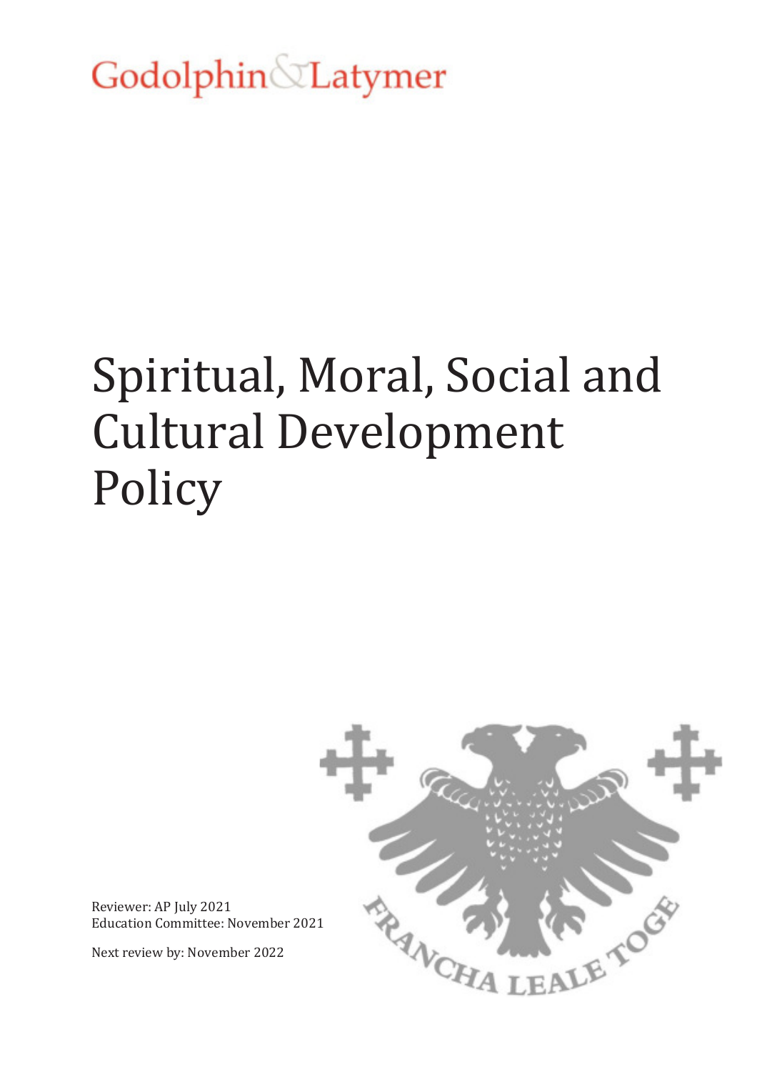Godolphin & Latymer

# Spiritual, Moral, Social and Cultural Development Policy

Reviewer: AP July 2021
Education Committee: November 2021

Next review by: November 2022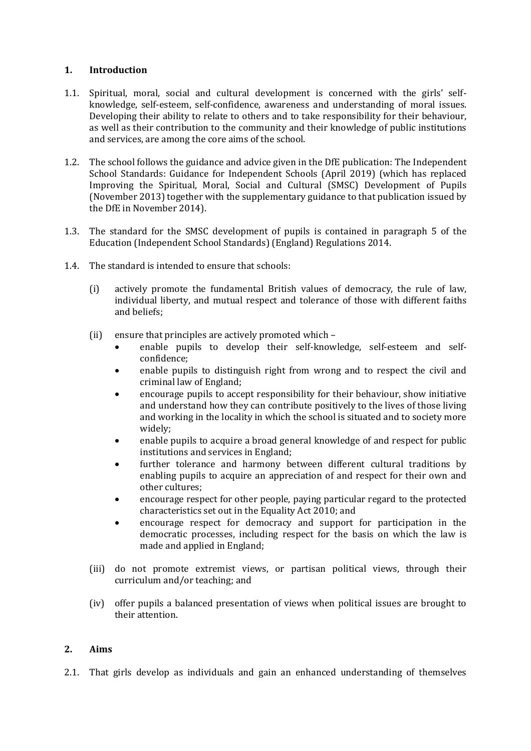## 1. Introduction

1.1. Spiritual, moral, social and cultural development is concerned with the girls' self-knowledge, self-esteem, self-confidence, awareness and understanding of moral issues. Developing their ability to relate to others and to take responsibility for their behaviour, as well as their contribution to the community and their knowledge of public institutions and services, are among the core aims of the school.

1.2. The school follows the guidance and advice given in the DfE publication: The Independent School Standards: Guidance for Independent Schools (April 2019) (which has replaced Improving the Spiritual, Moral, Social and Cultural (SMSC) Development of Pupils (November 2013) together with the supplementary guidance to that publication issued by the DfE in November 2014).

1.3. The standard for the SMSC development of pupils is contained in paragraph 5 of the Education (Independent School Standards) (England) Regulations 2014.

1.4. The standard is intended to ensure that schools:

(i) actively promote the fundamental British values of democracy, the rule of law, individual liberty, and mutual respect and tolerance of those with different faiths and beliefs;

(ii) ensure that principles are actively promoted which –

- enable pupils to develop their self-knowledge, self-esteem and self-confidence;
- enable pupils to distinguish right from wrong and to respect the civil and criminal law of England;
- encourage pupils to accept responsibility for their behaviour, show initiative and understand how they can contribute positively to the lives of those living and working in the locality in which the school is situated and to society more widely;
- enable pupils to acquire a broad general knowledge of and respect for public institutions and services in England;
- further tolerance and harmony between different cultural traditions by enabling pupils to acquire an appreciation of and respect for their own and other cultures;
- encourage respect for other people, paying particular regard to the protected characteristics set out in the Equality Act 2010; and
- encourage respect for democracy and support for participation in the democratic processes, including respect for the basis on which the law is made and applied in England;

(iii) do not promote extremist views, or partisan political views, through their curriculum and/or teaching; and

(iv) offer pupils a balanced presentation of views when political issues are brought to their attention.

## 2. Aims

2.1. That girls develop as individuals and gain an enhanced understanding of themselves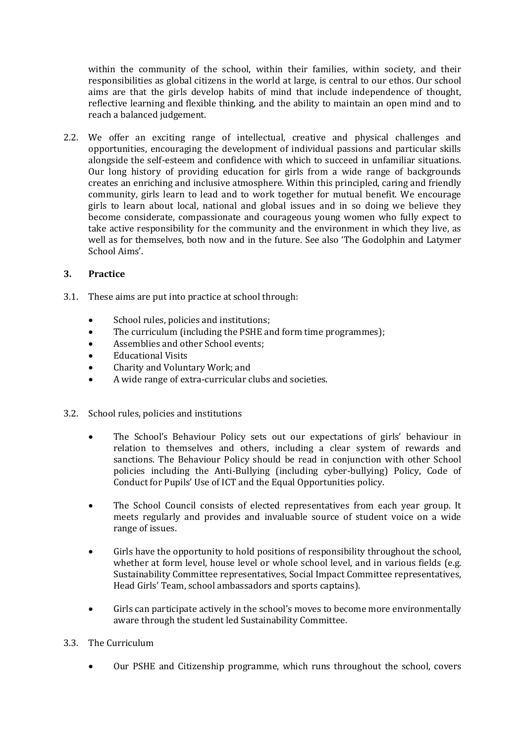within the community of the school, within their families, within society, and their responsibilities as global citizens in the world at large, is central to our ethos. Our school aims are that the girls develop habits of mind that include independence of thought, reflective learning and flexible thinking, and the ability to maintain an open mind and to reach a balanced judgement.

2.2. We offer an exciting range of intellectual, creative and physical challenges and opportunities, encouraging the development of individual passions and particular skills alongside the self-esteem and confidence with which to succeed in unfamiliar situations. Our long history of providing education for girls from a wide range of backgrounds creates an enriching and inclusive atmosphere. Within this principled, caring and friendly community, girls learn to lead and to work together for mutual benefit. We encourage girls to learn about local, national and global issues and in so doing we believe they become considerate, compassionate and courageous young women who fully expect to take active responsibility for the community and the environment in which they live, as well as for themselves, both now and in the future. See also 'The Godolphin and Latymer School Aims'.

## 3. Practice

3.1. These aims are put into practice at school through:

- School rules, policies and institutions;
- The curriculum (including the PSHE and form time programmes);
- Assemblies and other School events;
- Educational Visits
- Charity and Voluntary Work; and
- A wide range of extra-curricular clubs and societies.

3.2. School rules, policies and institutions

- The School's Behaviour Policy sets out our expectations of girls' behaviour in relation to themselves and others, including a clear system of rewards and sanctions. The Behaviour Policy should be read in conjunction with other School policies including the Anti-Bullying (including cyber-bullying) Policy, Code of Conduct for Pupils' Use of ICT and the Equal Opportunities policy.
- The School Council consists of elected representatives from each year group. It meets regularly and provides and invaluable source of student voice on a wide range of issues.
- Girls have the opportunity to hold positions of responsibility throughout the school, whether at form level, house level or whole school level, and in various fields (e.g. Sustainability Committee representatives, Social Impact Committee representatives, Head Girls' Team, school ambassadors and sports captains).
- Girls can participate actively in the school's moves to become more environmentally aware through the student led Sustainability Committee.

3.3. The Curriculum

- Our PSHE and Citizenship programme, which runs throughout the school, covers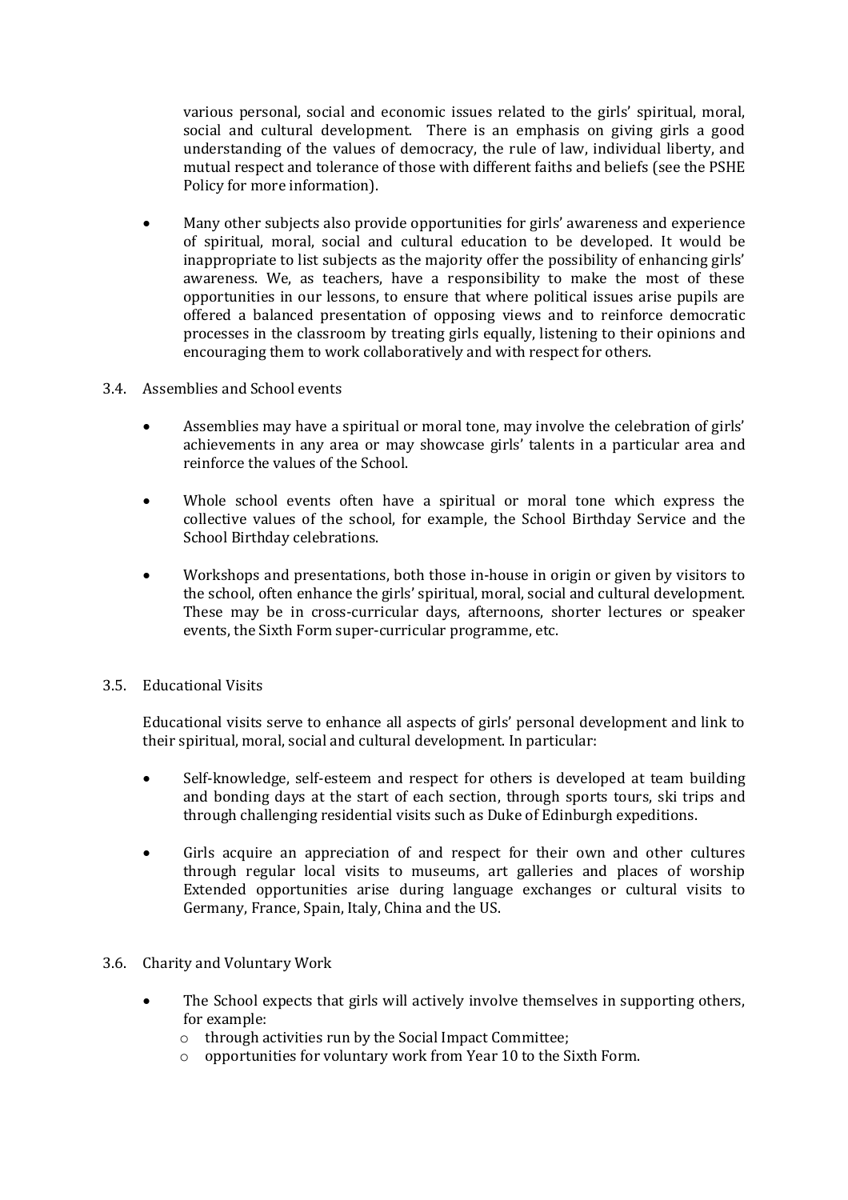various personal, social and economic issues related to the girls' spiritual, moral, social and cultural development. There is an emphasis on giving girls a good understanding of the values of democracy, the rule of law, individual liberty, and mutual respect and tolerance of those with different faiths and beliefs (see the PSHE Policy for more information).

- Many other subjects also provide opportunities for girls' awareness and experience of spiritual, moral, social and cultural education to be developed. It would be inappropriate to list subjects as the majority offer the possibility of enhancing girls' awareness. We, as teachers, have a responsibility to make the most of these opportunities in our lessons, to ensure that where political issues arise pupils are offered a balanced presentation of opposing views and to reinforce democratic processes in the classroom by treating girls equally, listening to their opinions and encouraging them to work collaboratively and with respect for others.

### 3.4. Assemblies and School events

- Assemblies may have a spiritual or moral tone, may involve the celebration of girls' achievements in any area or may showcase girls' talents in a particular area and reinforce the values of the School.
- Whole school events often have a spiritual or moral tone which express the collective values of the school, for example, the School Birthday Service and the School Birthday celebrations.
- Workshops and presentations, both those in-house in origin or given by visitors to the school, often enhance the girls' spiritual, moral, social and cultural development. These may be in cross-curricular days, afternoons, shorter lectures or speaker events, the Sixth Form super-curricular programme, etc.

### 3.5. Educational Visits

Educational visits serve to enhance all aspects of girls' personal development and link to their spiritual, moral, social and cultural development. In particular:

- Self-knowledge, self-esteem and respect for others is developed at team building and bonding days at the start of each section, through sports tours, ski trips and through challenging residential visits such as Duke of Edinburgh expeditions.
- Girls acquire an appreciation of and respect for their own and other cultures through regular local visits to museums, art galleries and places of worship Extended opportunities arise during language exchanges or cultural visits to Germany, France, Spain, Italy, China and the US.

### 3.6. Charity and Voluntary Work

- The School expects that girls will actively involve themselves in supporting others, for example:
  - through activities run by the Social Impact Committee;
  - opportunities for voluntary work from Year 10 to the Sixth Form.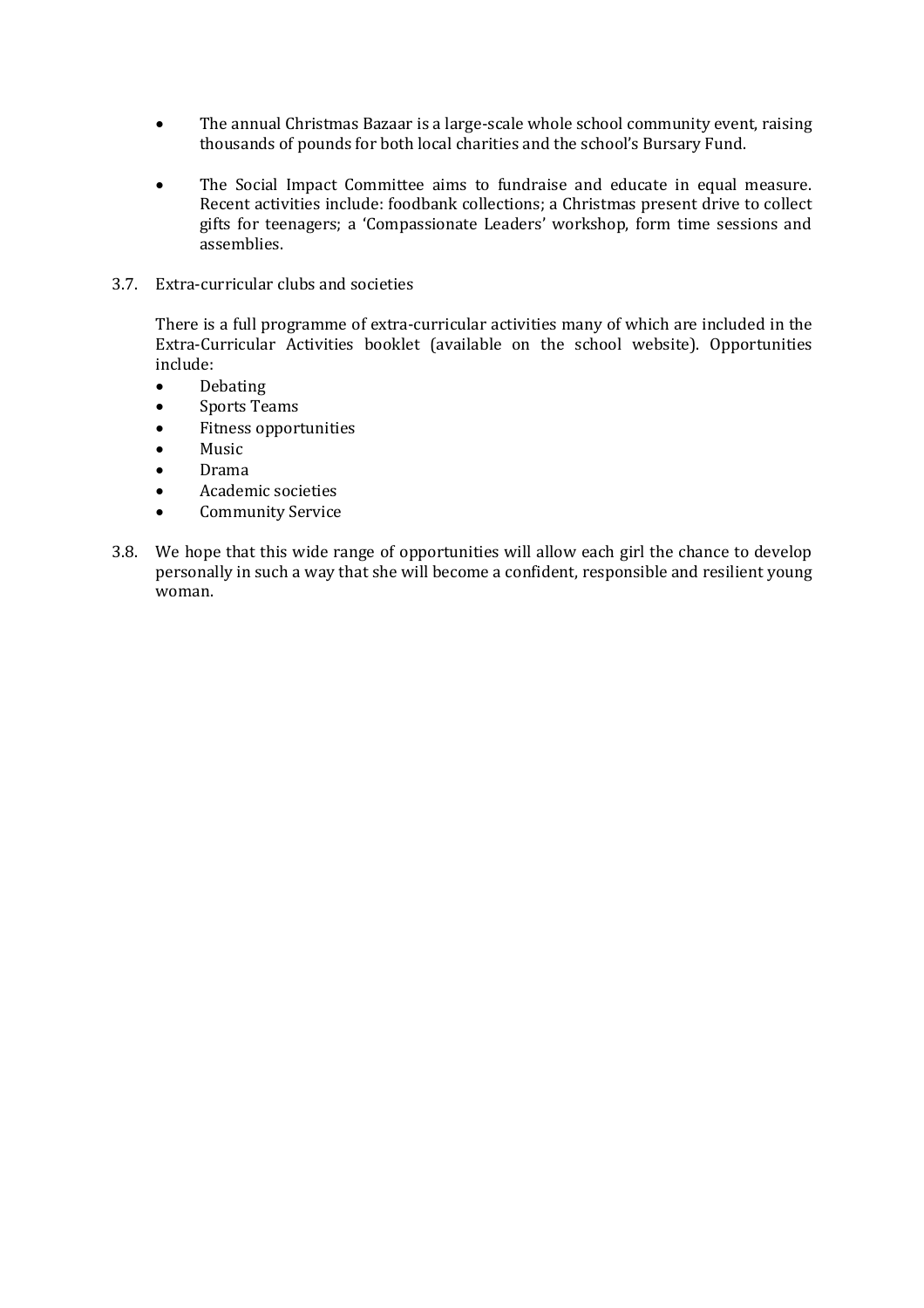- The annual Christmas Bazaar is a large-scale whole school community event, raising thousands of pounds for both local charities and the school's Bursary Fund.

- The Social Impact Committee aims to fundraise and educate in equal measure. Recent activities include: foodbank collections; a Christmas present drive to collect gifts for teenagers; a 'Compassionate Leaders' workshop, form time sessions and assemblies.

3.7. Extra-curricular clubs and societies

There is a full programme of extra-curricular activities many of which are included in the Extra-Curricular Activities booklet (available on the school website). Opportunities include:

- Debating
- Sports Teams
- Fitness opportunities
- Music
- Drama
- Academic societies
- Community Service

3.8. We hope that this wide range of opportunities will allow each girl the chance to develop personally in such a way that she will become a confident, responsible and resilient young woman.